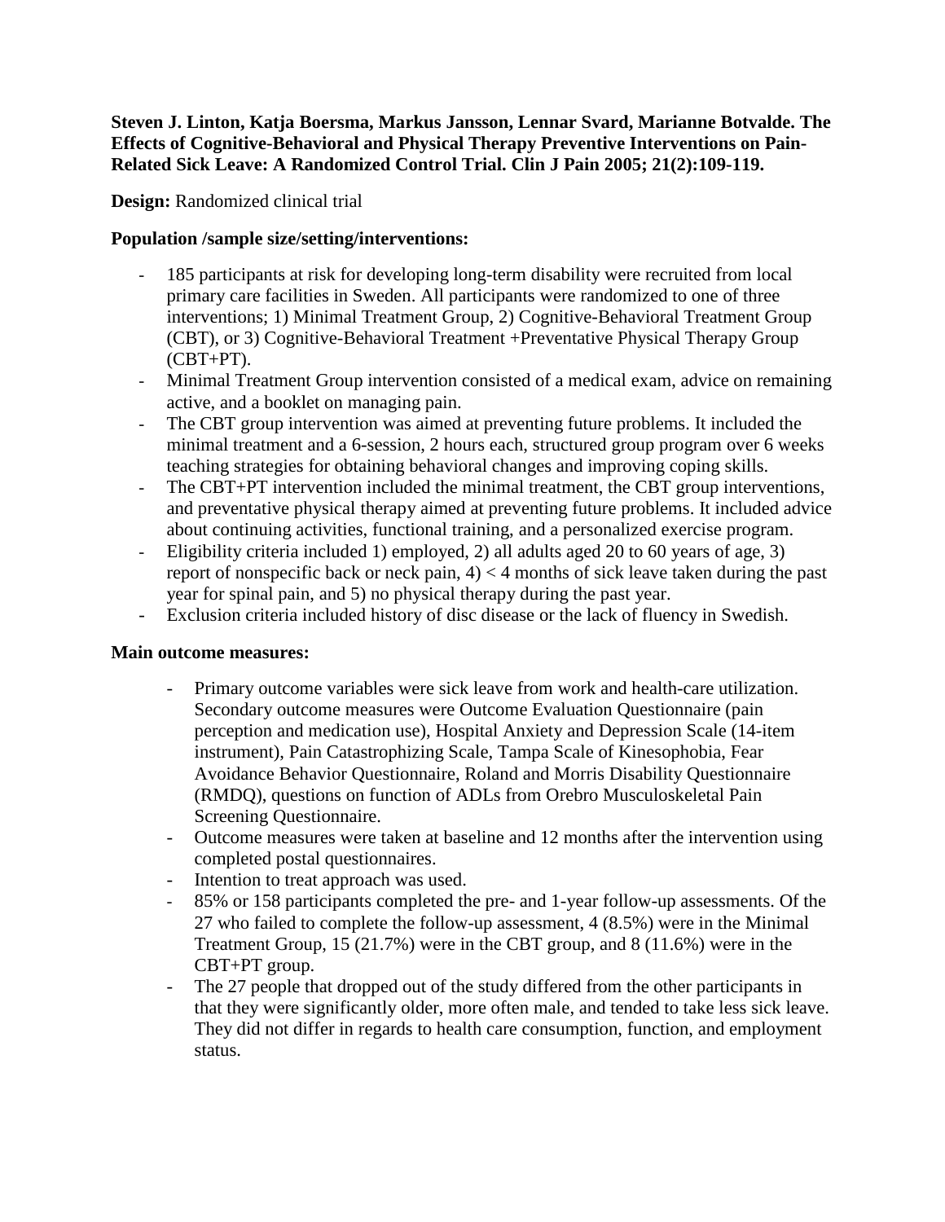**Steven J. Linton, Katja Boersma, Markus Jansson, Lennar Svard, Marianne Botvalde. The Effects of Cognitive-Behavioral and Physical Therapy Preventive Interventions on Pain-Related Sick Leave: A Randomized Control Trial. Clin J Pain 2005; 21(2):109-119.**

**Design:** Randomized clinical trial

**Population /sample size/setting/interventions:**

- 185 participants at risk for developing long-term disability were recruited from local primary care facilities in Sweden. All participants were randomized to one of three interventions; 1) Minimal Treatment Group, 2) Cognitive-Behavioral Treatment Group (CBT), or 3) Cognitive-Behavioral Treatment +Preventative Physical Therapy Group (CBT+PT).
- Minimal Treatment Group intervention consisted of a medical exam, advice on remaining active, and a booklet on managing pain.
- The CBT group intervention was aimed at preventing future problems. It included the minimal treatment and a 6-session, 2 hours each, structured group program over 6 weeks teaching strategies for obtaining behavioral changes and improving coping skills.
- The CBT+PT intervention included the minimal treatment, the CBT group interventions, and preventative physical therapy aimed at preventing future problems. It included advice about continuing activities, functional training, and a personalized exercise program.
- Eligibility criteria included 1) employed, 2) all adults aged 20 to 60 years of age, 3) report of nonspecific back or neck pain, 4) < 4 months of sick leave taken during the past year for spinal pain, and 5) no physical therapy during the past year.
- Exclusion criteria included history of disc disease or the lack of fluency in Swedish.

**Main outcome measures:**

- Primary outcome variables were sick leave from work and health-care utilization. Secondary outcome measures were Outcome Evaluation Questionnaire (pain perception and medication use), Hospital Anxiety and Depression Scale (14-item instrument), Pain Catastrophizing Scale, Tampa Scale of Kinesophobia, Fear Avoidance Behavior Questionnaire, Roland and Morris Disability Questionnaire (RMDQ), questions on function of ADLs from Orebro Musculoskeletal Pain Screening Questionnaire.
- Outcome measures were taken at baseline and 12 months after the intervention using completed postal questionnaires.
- Intention to treat approach was used.
- 85% or 158 participants completed the pre- and 1-year follow-up assessments. Of the 27 who failed to complete the follow-up assessment, 4 (8.5%) were in the Minimal Treatment Group, 15 (21.7%) were in the CBT group, and 8 (11.6%) were in the CBT+PT group.
- The 27 people that dropped out of the study differed from the other participants in that they were significantly older, more often male, and tended to take less sick leave. They did not differ in regards to health care consumption, function, and employment status.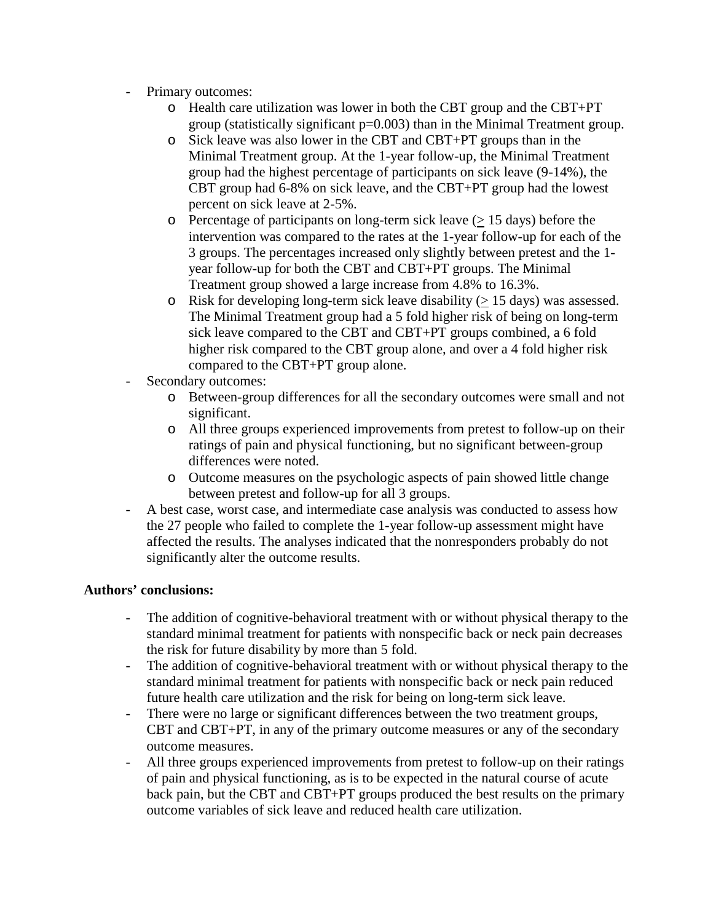- Primary outcomes:
    - Health care utilization was lower in both the CBT group and the CBT+PT group (statistically significant $p=0.003$) than in the Minimal Treatment group.
    - Sick leave was also lower in the CBT and CBT+PT groups than in the Minimal Treatment group. At the 1-year follow-up, the Minimal Treatment group had the highest percentage of participants on sick leave (9-14%), the CBT group had 6-8% on sick leave, and the CBT+PT group had the lowest percent on sick leave at 2-5%.
    - Percentage of participants on long-term sick leave ($\geq$ 15 days) before the intervention was compared to the rates at the 1-year follow-up for each of the 3 groups. The percentages increased only slightly between pretest and the 1-year follow-up for both the CBT and CBT+PT groups. The Minimal Treatment group showed a large increase from 4.8% to 16.3%.
    - Risk for developing long-term sick leave disability ($\geq$ 15 days) was assessed. The Minimal Treatment group had a 5 fold higher risk of being on long-term sick leave compared to the CBT and CBT+PT groups combined, a 6 fold higher risk compared to the CBT group alone, and over a 4 fold higher risk compared to the CBT+PT group alone.
- Secondary outcomes:
    - Between-group differences for all the secondary outcomes were small and not significant.
    - All three groups experienced improvements from pretest to follow-up on their ratings of pain and physical functioning, but no significant between-group differences were noted.
    - Outcome measures on the psychologic aspects of pain showed little change between pretest and follow-up for all 3 groups.
- A best case, worst case, and intermediate case analysis was conducted to assess how the 27 people who failed to complete the 1-year follow-up assessment might have affected the results. The analyses indicated that the nonresponders probably do not significantly alter the outcome results.

**Authors' conclusions:**

- The addition of cognitive-behavioral treatment with or without physical therapy to the standard minimal treatment for patients with nonspecific back or neck pain decreases the risk for future disability by more than 5 fold.
- The addition of cognitive-behavioral treatment with or without physical therapy to the standard minimal treatment for patients with nonspecific back or neck pain reduced future health care utilization and the risk for being on long-term sick leave.
- There were no large or significant differences between the two treatment groups, CBT and CBT+PT, in any of the primary outcome measures or any of the secondary outcome measures.
- All three groups experienced improvements from pretest to follow-up on their ratings of pain and physical functioning, as is to be expected in the natural course of acute back pain, but the CBT and CBT+PT groups produced the best results on the primary outcome variables of sick leave and reduced health care utilization.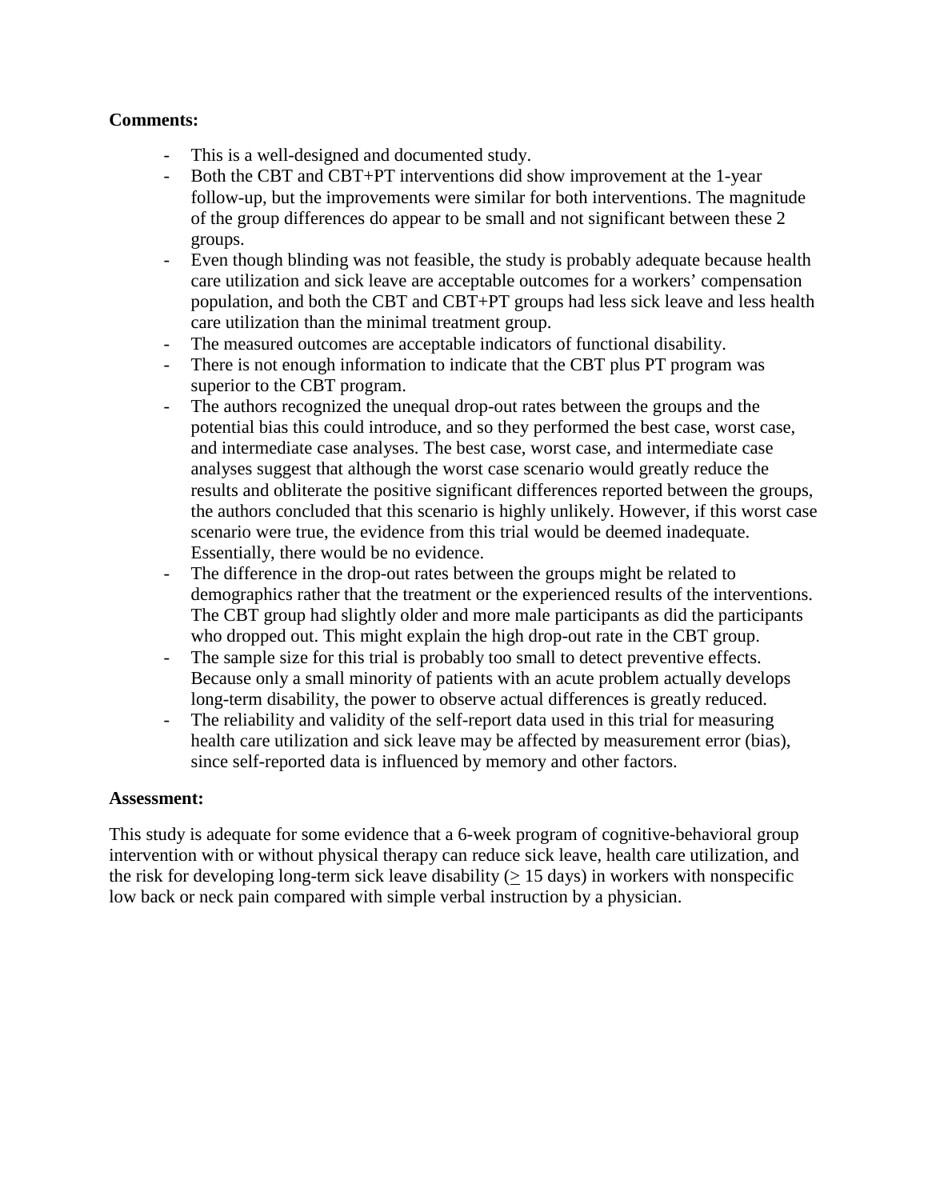**Comments:**

- This is a well-designed and documented study.
- Both the CBT and CBT+PT interventions did show improvement at the 1-year follow-up, but the improvements were similar for both interventions. The magnitude of the group differences do appear to be small and not significant between these 2 groups.
- Even though blinding was not feasible, the study is probably adequate because health care utilization and sick leave are acceptable outcomes for a workers' compensation population, and both the CBT and CBT+PT groups had less sick leave and less health care utilization than the minimal treatment group.
- The measured outcomes are acceptable indicators of functional disability.
- There is not enough information to indicate that the CBT plus PT program was superior to the CBT program.
- The authors recognized the unequal drop-out rates between the groups and the potential bias this could introduce, and so they performed the best case, worst case, and intermediate case analyses. The best case, worst case, and intermediate case analyses suggest that although the worst case scenario would greatly reduce the results and obliterate the positive significant differences reported between the groups, the authors concluded that this scenario is highly unlikely. However, if this worst case scenario were true, the evidence from this trial would be deemed inadequate. Essentially, there would be no evidence.
- The difference in the drop-out rates between the groups might be related to demographics rather that the treatment or the experienced results of the interventions. The CBT group had slightly older and more male participants as did the participants who dropped out. This might explain the high drop-out rate in the CBT group.
- The sample size for this trial is probably too small to detect preventive effects. Because only a small minority of patients with an acute problem actually develops long-term disability, the power to observe actual differences is greatly reduced.
- The reliability and validity of the self-report data used in this trial for measuring health care utilization and sick leave may be affected by measurement error (bias), since self-reported data is influenced by memory and other factors.

**Assessment:**

This study is adequate for some evidence that a 6-week program of cognitive-behavioral group intervention with or without physical therapy can reduce sick leave, health care utilization, and the risk for developing long-term sick leave disability ($\geq$ 15 days) in workers with nonspecific low back or neck pain compared with simple verbal instruction by a physician.